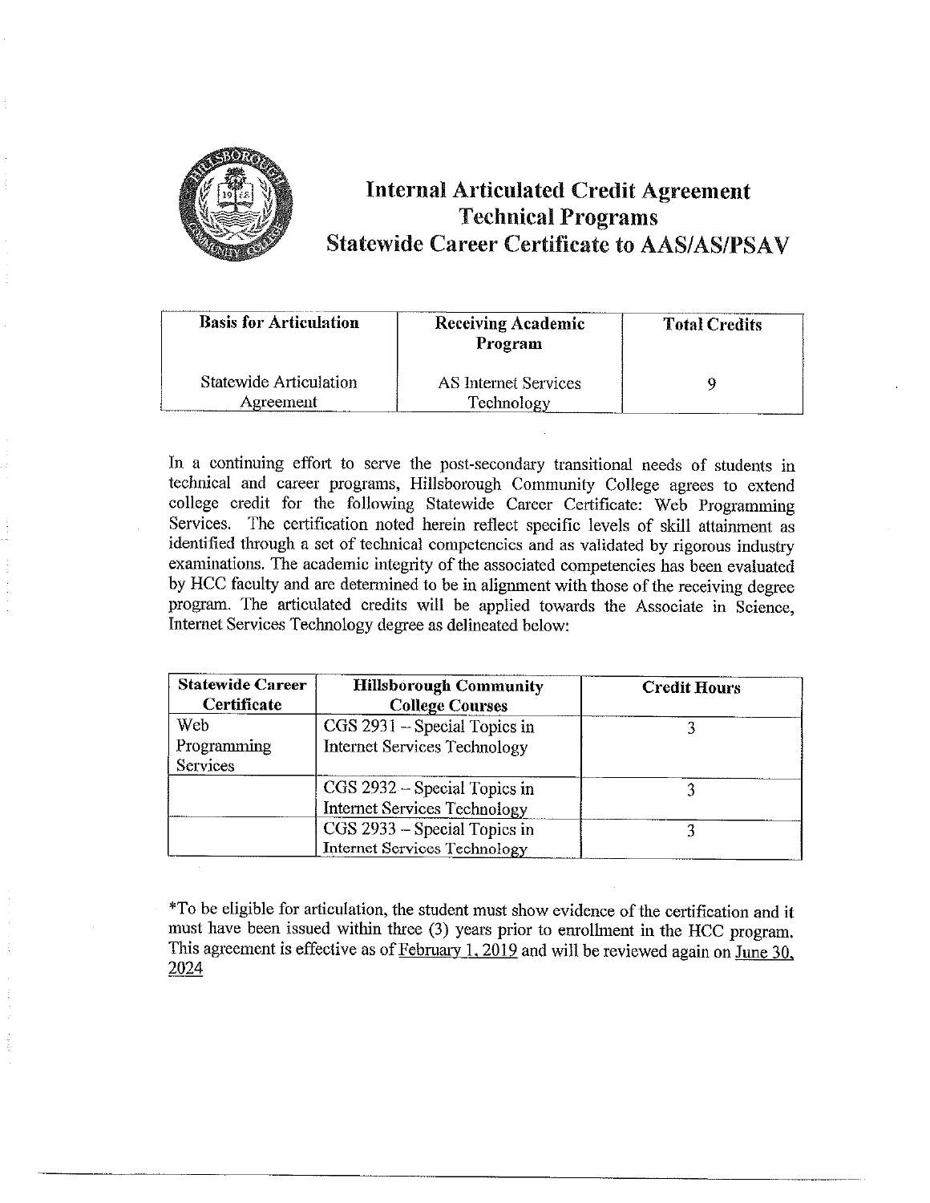# Internal Articulated Credit Agreement
## Technical Programs
## Statewide Career Certificate to AAS/AS/PSAV

| Basis for Articulation | Receiving Academic Program | Total Credits |
|---|---|---|
| Statewide Articulation Agreement | AS Internet Services Technology | 9 |

In a continuing effort to serve the post-secondary transitional needs of students in technical and career programs, Hillsborough Community College agrees to extend college credit for the following Statewide Career Certificate: Web Programming Services. The certification noted herein reflect specific levels of skill attainment as identified through a set of technical competencies and as validated by rigorous industry examinations. The academic integrity of the associated competencies has been evaluated by HCC faculty and are determined to be in alignment with those of the receiving degree program. The articulated credits will be applied towards the Associate in Science, Internet Services Technology degree as delineated below:

| Statewide Career Certificate | Hillsborough Community College Courses | Credit Hours |
|---|---|---|
| Web Programming Services | CGS 2931 – Special Topics in Internet Services Technology | 3 |
| | CGS 2932 – Special Topics in Internet Services Technology | 3 |
| | CGS 2933 – Special Topics in Internet Services Technology | 3 |

*To be eligible for articulation, the student must show evidence of the certification and it must have been issued within three (3) years prior to enrollment in the HCC program. This agreement is effective as of February 1, 2019 and will be reviewed again on June 30, 2024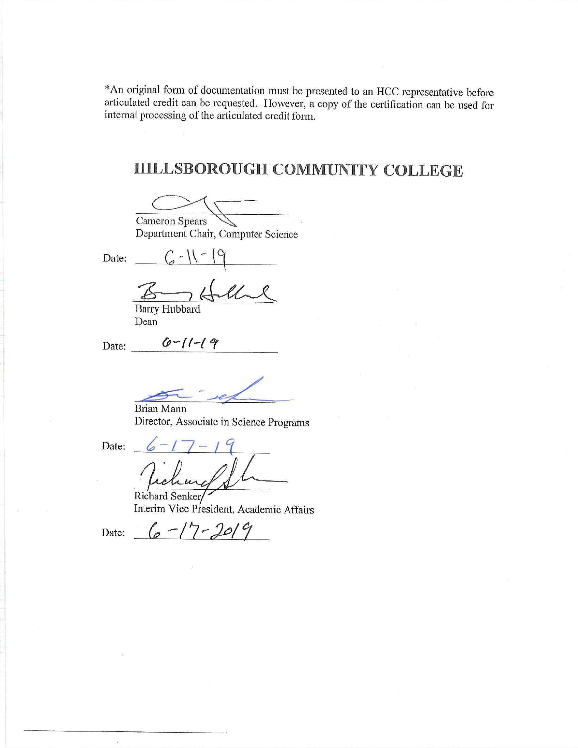*An original form of documentation must be presented to an HCC representative before articulated credit can be requested. However, a copy of the certification can be used for internal processing of the articulated credit form.

## HILLSBOROUGH COMMUNITY COLLEGE

Cameron Spears
Department Chair, Computer Science

Date: 6-11-19

Barry Hubbard
Dean

Date: 6-11-19

Brian Mann
Director, Associate in Science Programs

Date: 6-17-19

Richard Senker
Interim Vice President, Academic Affairs

Date: 6-17-2019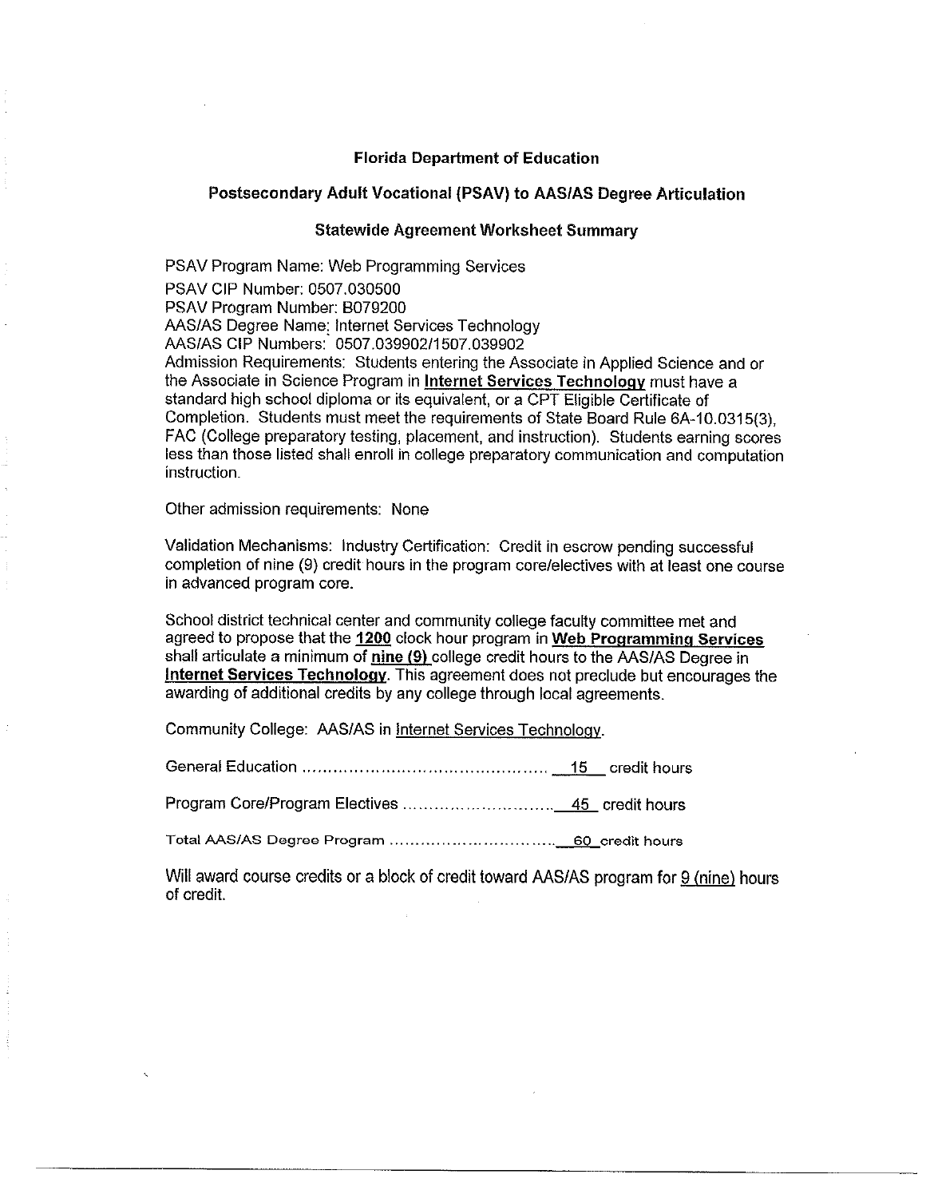### Florida Department of Education

### Postsecondary Adult Vocational (PSAV) to AAS/AS Degree Articulation

### Statewide Agreement Worksheet Summary

PSAV Program Name: Web Programming Services

PSAV CIP Number: 0507.030500
PSAV Program Number: B079200
AAS/AS Degree Name: Internet Services Technology
AAS/AS CIP Numbers: 0507.039902/1507.039902
Admission Requirements: Students entering the Associate in Applied Science and or the Associate in Science Program in **Internet Services Technology** must have a standard high school diploma or its equivalent, or a CPT Eligible Certificate of Completion. Students must meet the requirements of State Board Rule 6A-10.0315(3), FAC (College preparatory testing, placement, and instruction). Students earning scores less than those listed shall enroll in college preparatory communication and computation instruction.

Other admission requirements: None

Validation Mechanisms: Industry Certification: Credit in escrow pending successful completion of nine (9) credit hours in the program core/electives with at least one course in advanced program core.

School district technical center and community college faculty committee met and agreed to propose that the **1200** clock hour program in **Web Programming Services** shall articulate a minimum of **nine (9)** college credit hours to the AAS/AS Degree in **Internet Services Technology**. This agreement does not preclude but encourages the awarding of additional credits by any college through local agreements.

Community College: AAS/AS in Internet Services Technology.

General Education .............................................. 15 credit hours

Program Core/Program Electives ............................ 45 credit hours

Total AAS/AS Degree Program ................................ 60 credit hours

Will award course credits or a block of credit toward AAS/AS program for 9 (nine) hours of credit.